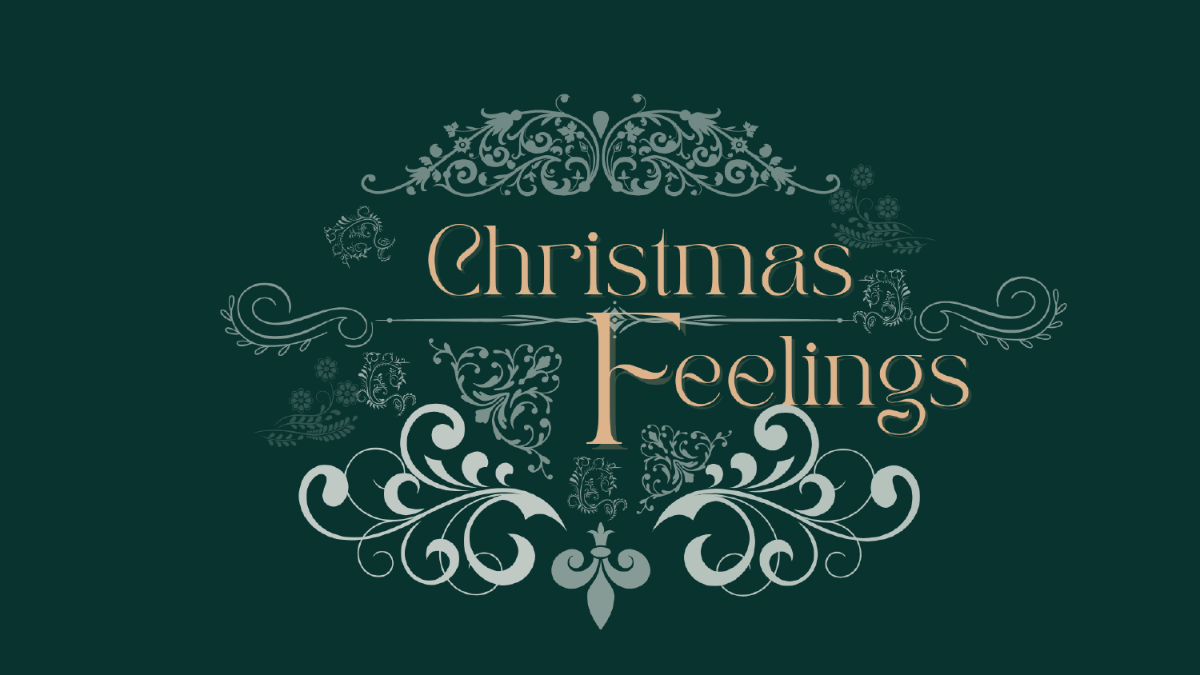# Christmas Feelings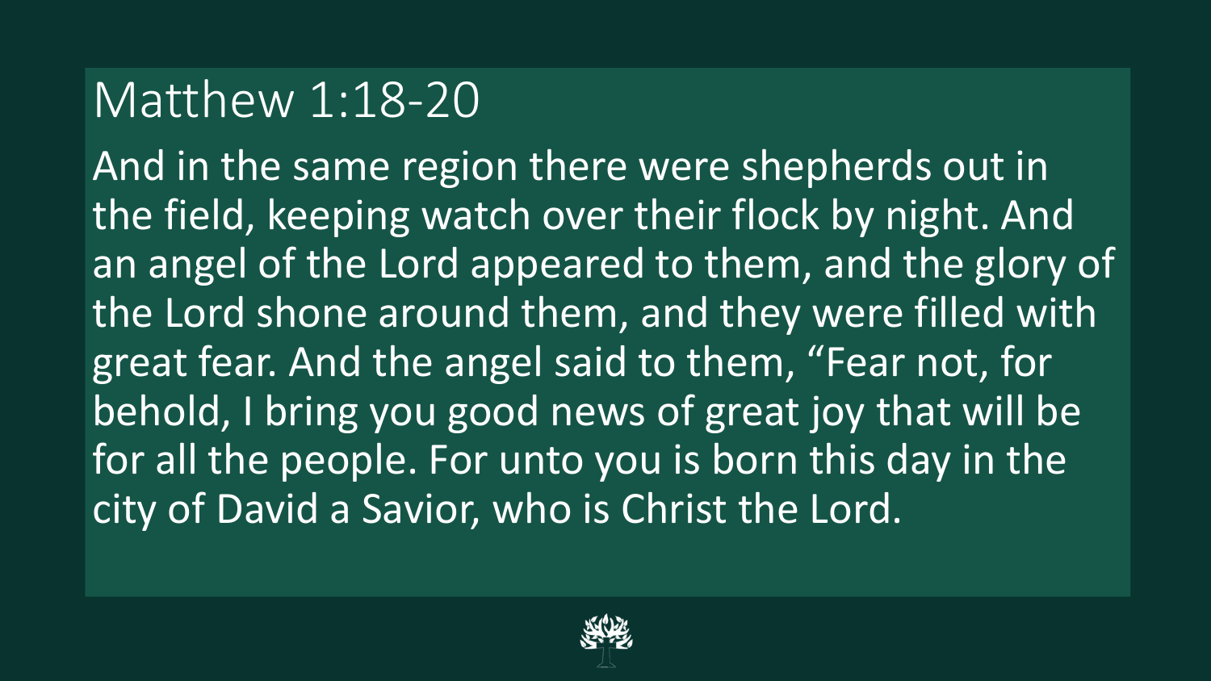# Matthew 1:18-20

And in the same region there were shepherds out in the field, keeping watch over their flock by night. And an angel of the Lord appeared to them, and the glory of the Lord shone around them, and they were filled with great fear. And the angel said to them, “Fear not, for behold, I bring you good news of great joy that will be for all the people. For unto you is born this day in the city of David a Savior, who is Christ the Lord.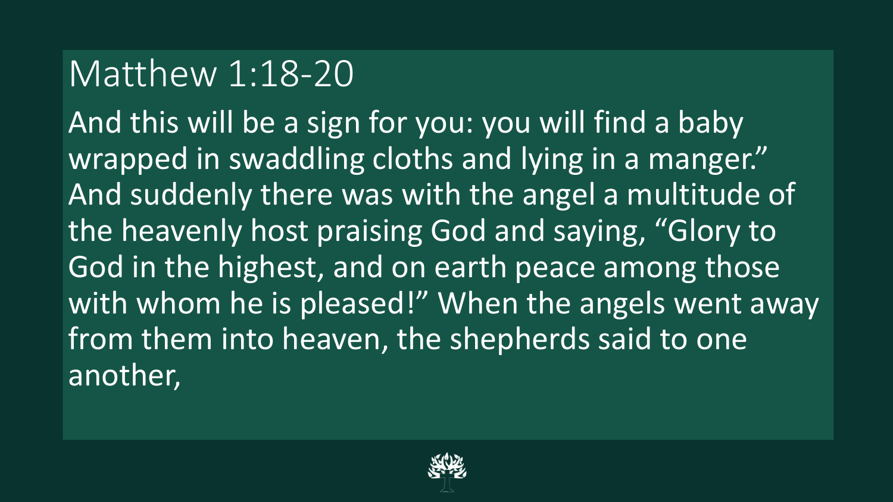# Matthew 1:18-20

And this will be a sign for you: you will find a baby wrapped in swaddling cloths and lying in a manger." And suddenly there was with the angel a multitude of the heavenly host praising God and saying, "Glory to God in the highest, and on earth peace among those with whom he is pleased!" When the angels went away from them into heaven, the shepherds said to one another,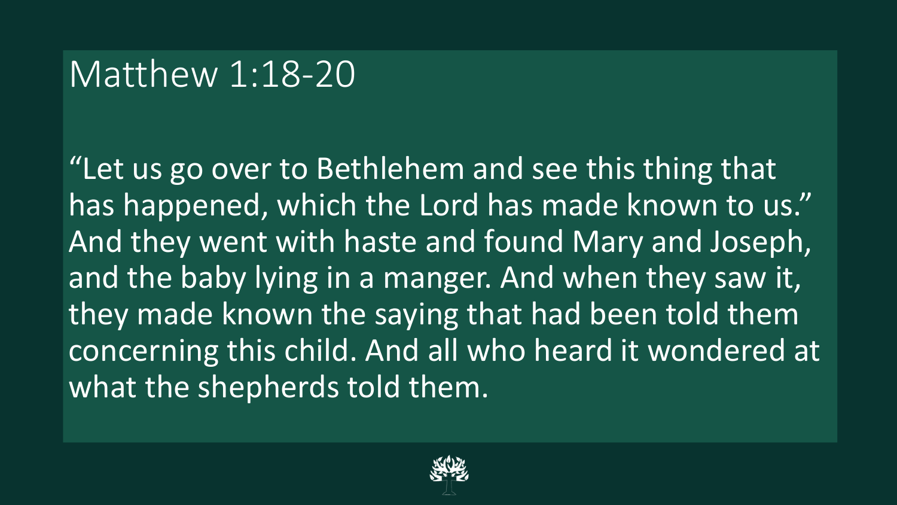# Matthew 1:18-20

"Let us go over to Bethlehem and see this thing that has happened, which the Lord has made known to us." And they went with haste and found Mary and Joseph, and the baby lying in a manger. And when they saw it, they made known the saying that had been told them concerning this child. And all who heard it wondered at what the shepherds told them.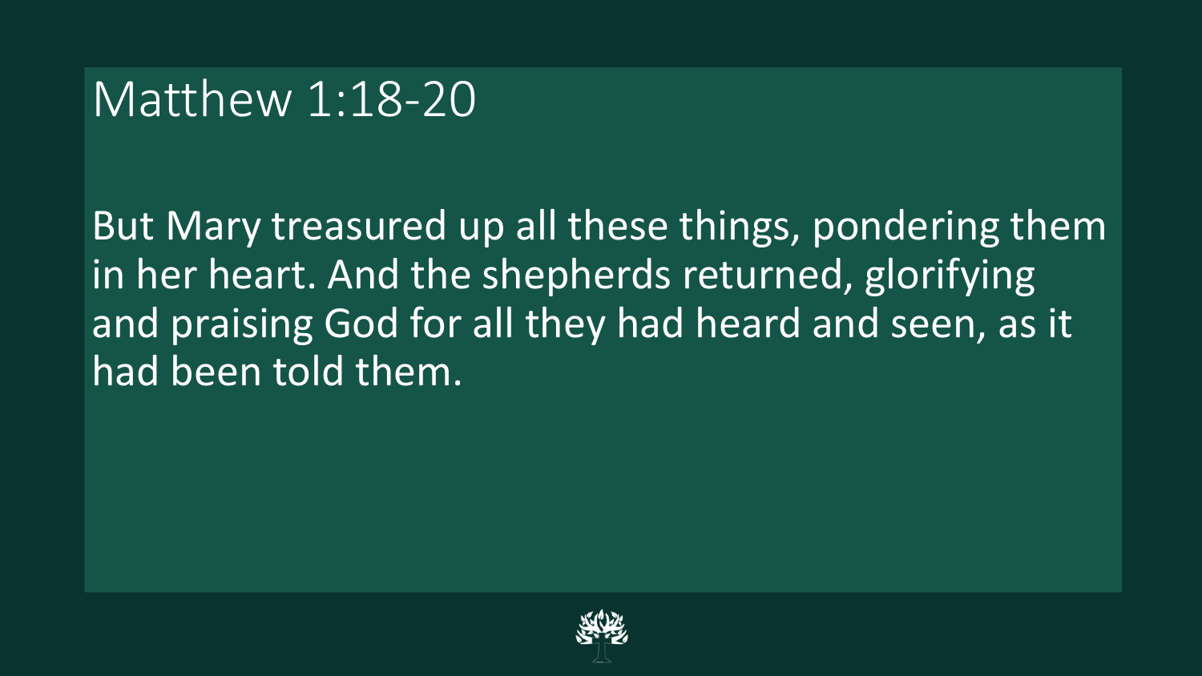# Matthew 1:18-20

But Mary treasured up all these things, pondering them in her heart. And the shepherds returned, glorifying and praising God for all they had heard and seen, as it had been told them.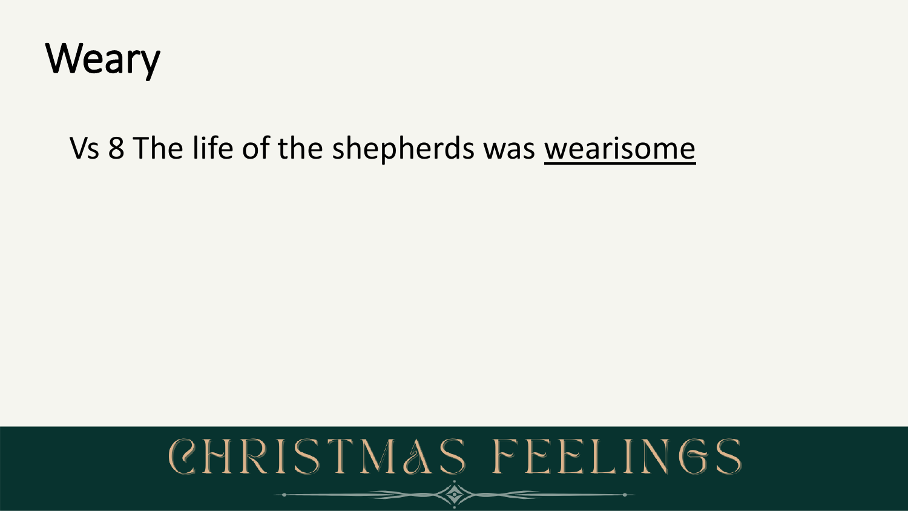# Weary

Vs 8 The life of the shepherds was <u>wearisome</u>

CHRISTMAS FEELINGS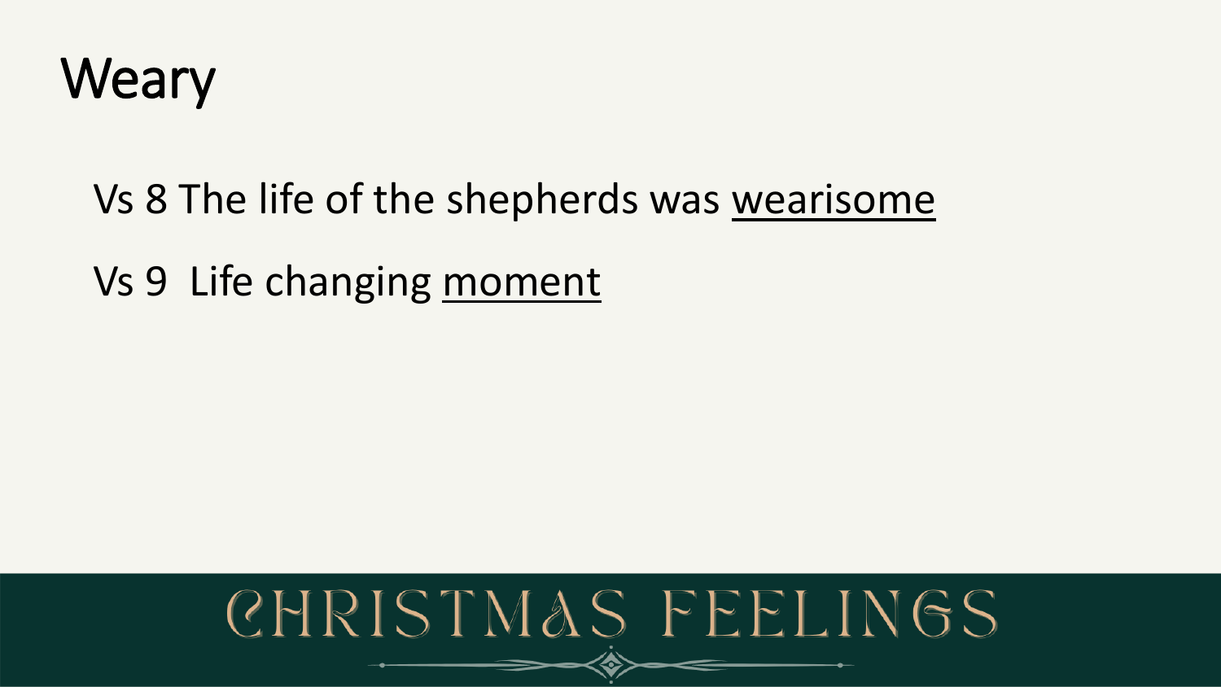# Weary

Vs 8 The life of the shepherds was <u>wearisome</u>

Vs 9 Life changing <u>moment</u>

CHRISTMAS FEELINGS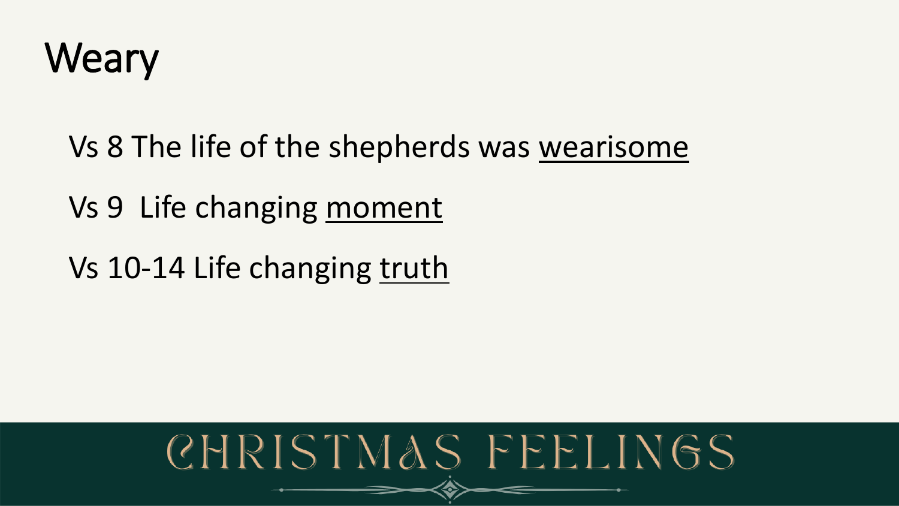# Weary

Vs 8 The life of the shepherds was wearisome

Vs 9 Life changing moment

Vs 10-14 Life changing truth

CHRISTMAS FEELINGS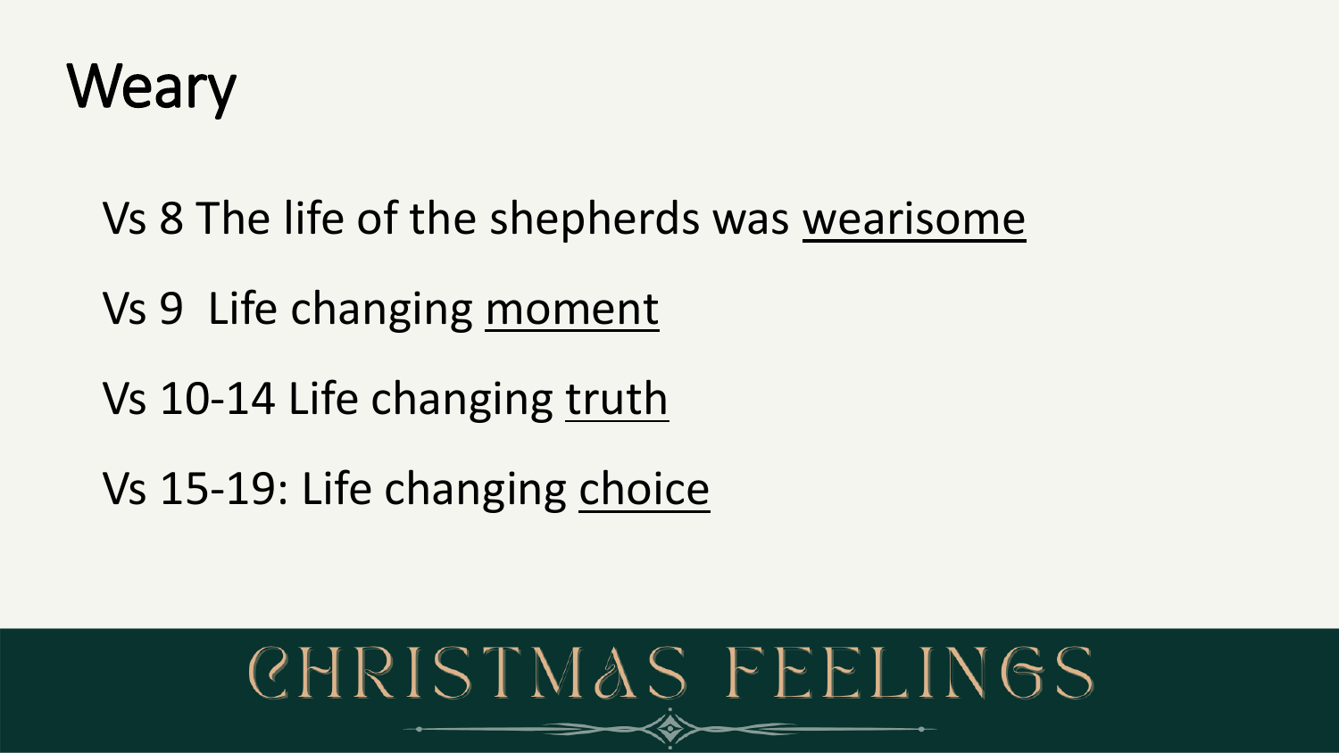# Weary

Vs 8 The life of the shepherds was wearisome

Vs 9 Life changing moment

Vs 10-14 Life changing truth

Vs 15-19: Life changing choice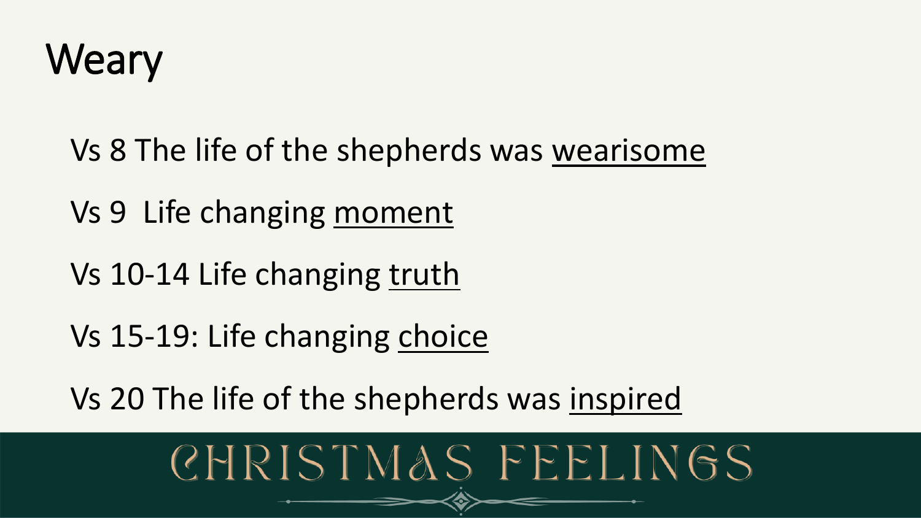# Weary

Vs 8 The life of the shepherds was wearisome

Vs 9  Life changing moment

Vs 10-14 Life changing truth

Vs 15-19: Life changing choice

Vs 20 The life of the shepherds was inspired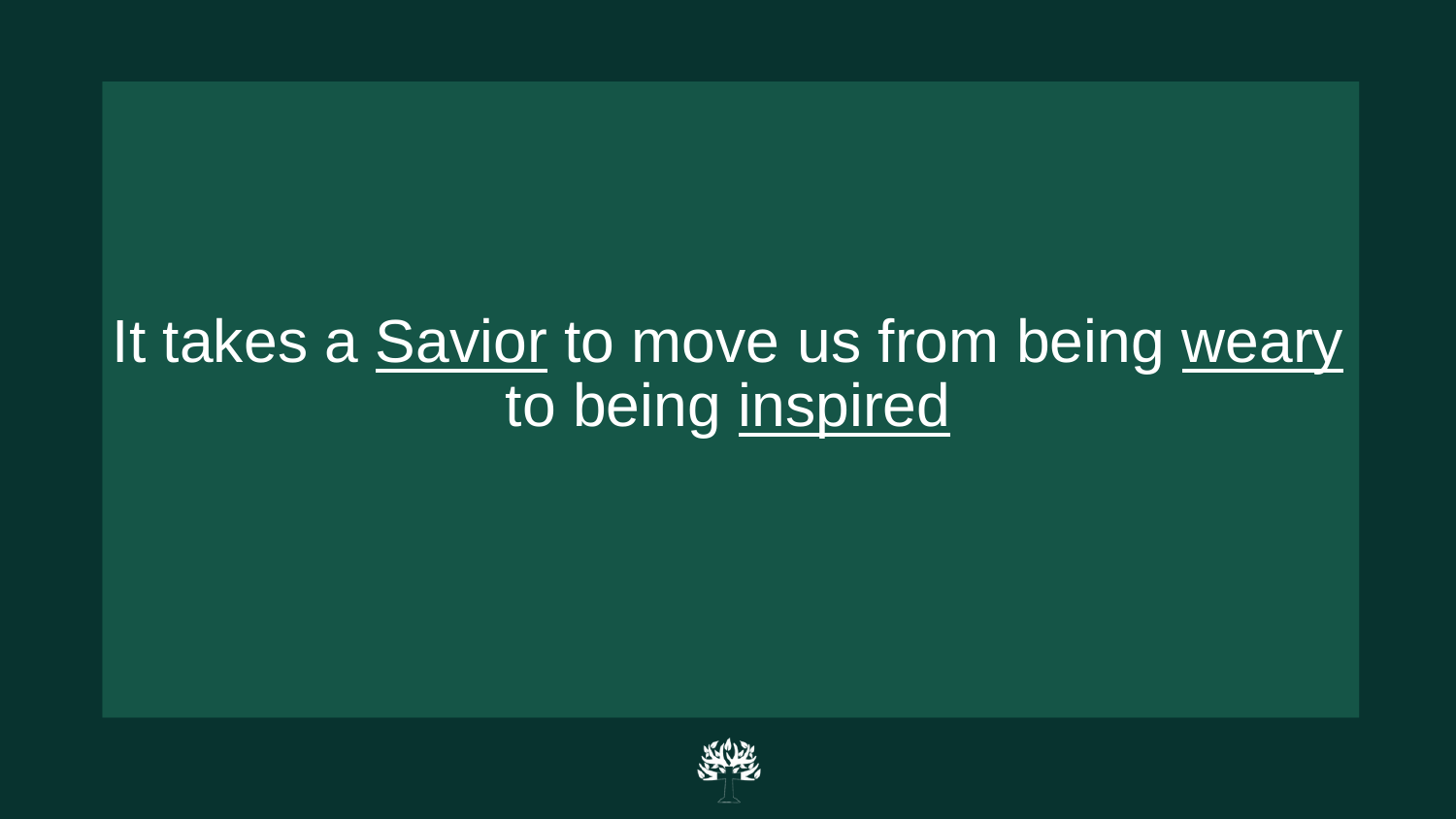It takes a <u>Savior</u> to move us from being <u>weary</u> to being <u>inspired</u>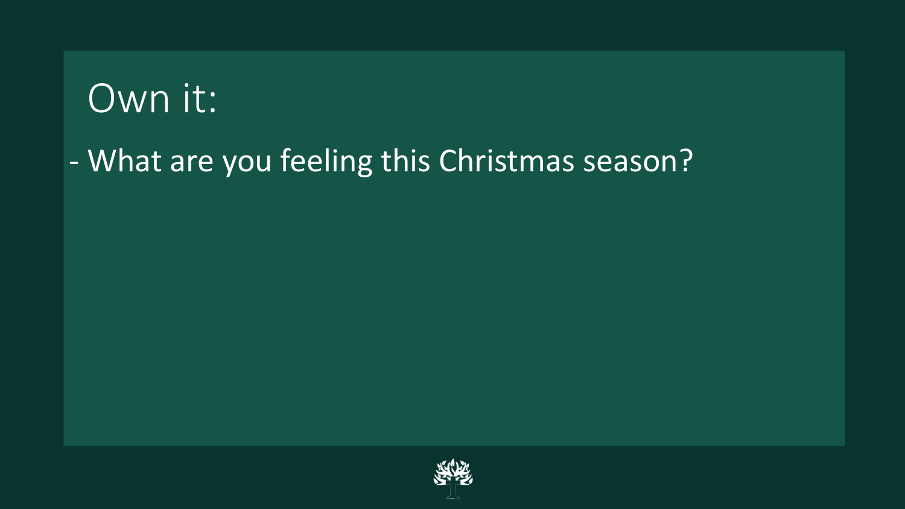# Own it:

- What are you feeling this Christmas season?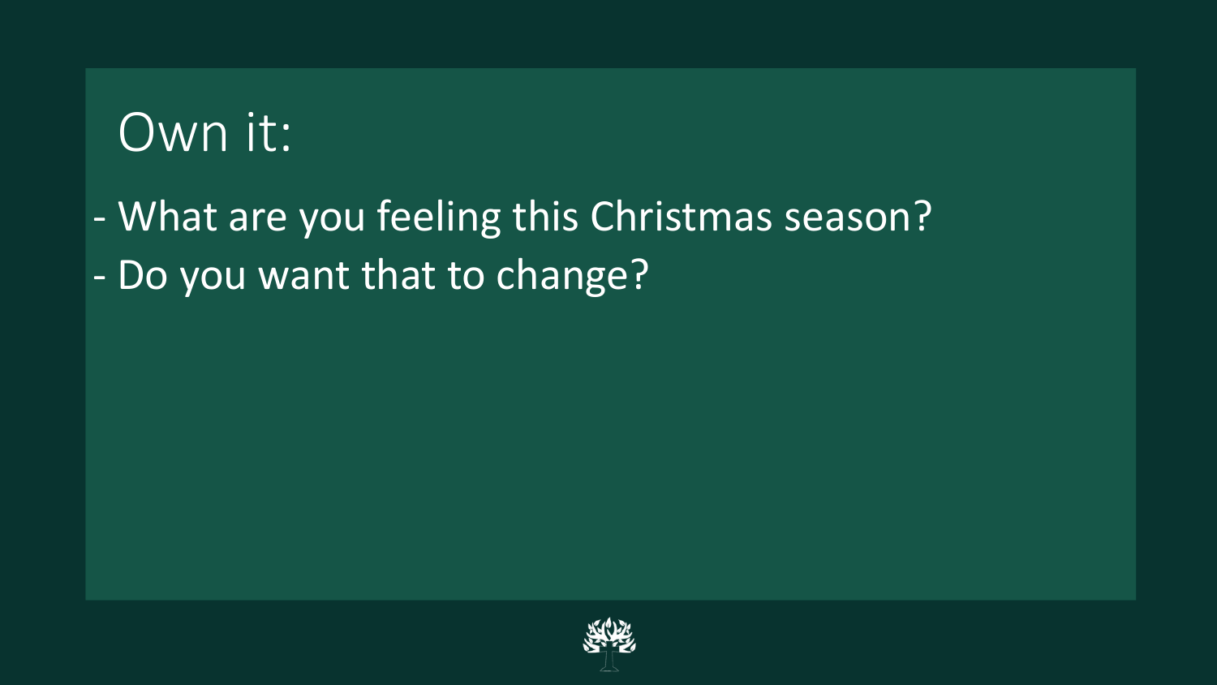# Own it:

- What are you feeling this Christmas season?
- Do you want that to change?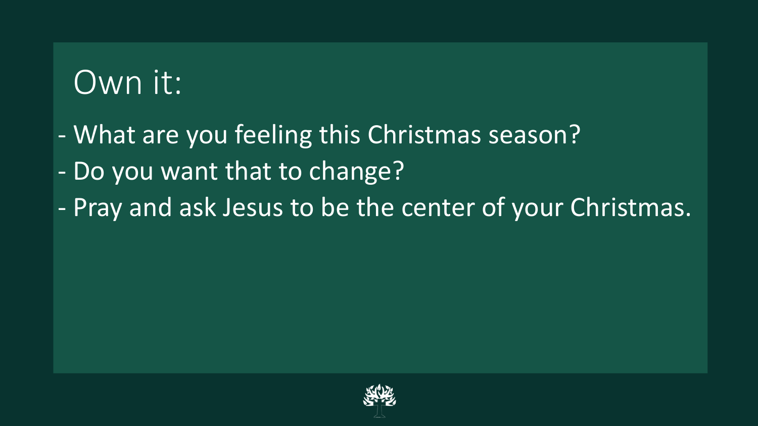# Own it:

- What are you feeling this Christmas season?
- Do you want that to change?
- Pray and ask Jesus to be the center of your Christmas.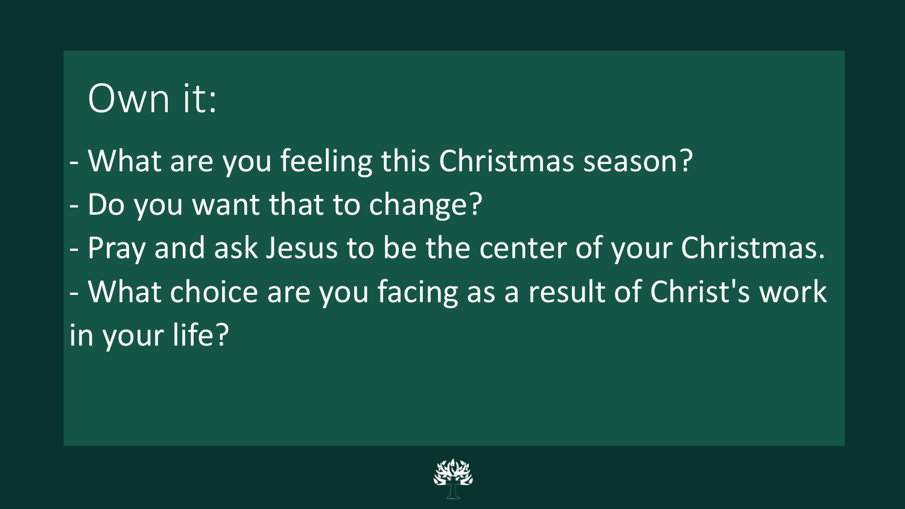# Own it:

- What are you feeling this Christmas season?
- Do you want that to change?
- Pray and ask Jesus to be the center of your Christmas.
- What choice are you facing as a result of Christ's work in your life?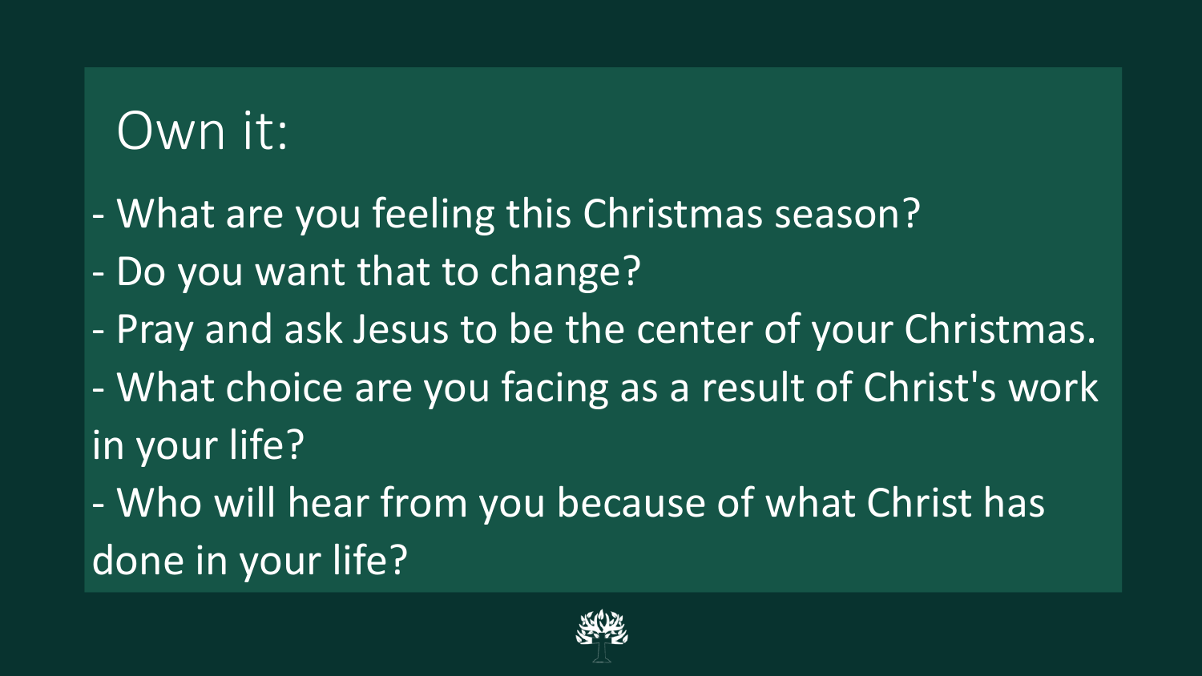# Own it:

- What are you feeling this Christmas season?
- Do you want that to change?
- Pray and ask Jesus to be the center of your Christmas.
- What choice are you facing as a result of Christ's work in your life?
- Who will hear from you because of what Christ has done in your life?